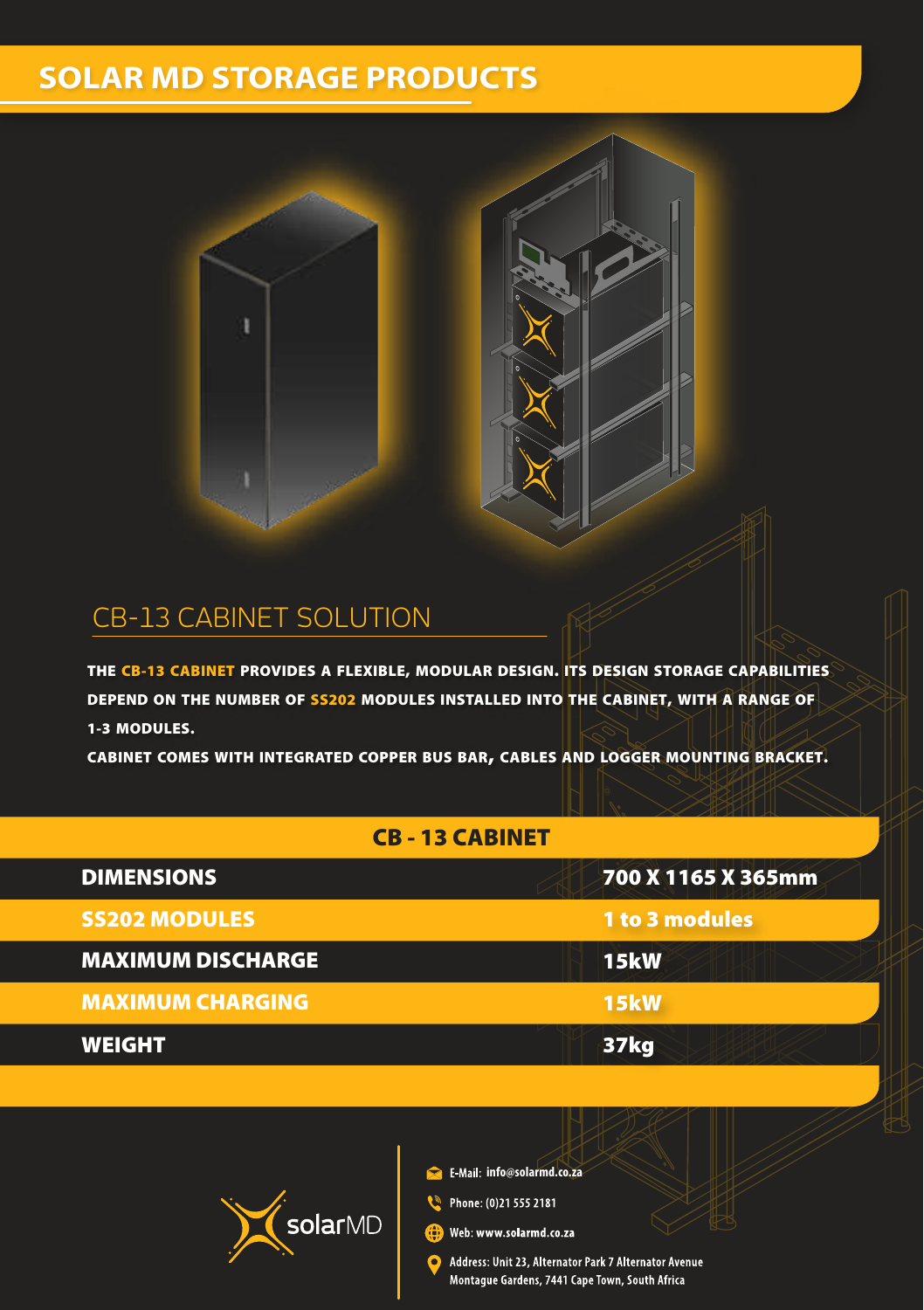# SOLAR MD STORAGE PRODUCTS

## CB-13 CABINET SOLUTION

**THE CB-13 CABINET PROVIDES A FLEXIBLE, MODULAR DESIGN. ITS DESIGN STORAGE CAPABILITIES DEPEND ON THE NUMBER OF SS202 MODULES INSTALLED INTO THE CABINET, WITH A RANGE OF 1-3 MODULES.**

**CABINET COMES WITH INTEGRATED COPPER BUS BAR, CABLES AND LOGGER MOUNTING BRACKET.**

| CB - 13 CABINET | |
|---|---|
| DIMENSIONS | 700 X 1165 X 365mm |
| SS202 MODULES | 1 to 3 modules |
| MAXIMUM DISCHARGE | 15kW |
| MAXIMUM CHARGING | 15kW |
| WEIGHT | 37kg |

solarMD

E-Mail: info@solarmd.co.za

Phone: (0)21 555 2181

Web: www.solarmd.co.za

Address: Unit 23, Alternator Park 7 Alternator Avenue
Montague Gardens, 7441 Cape Town, South Africa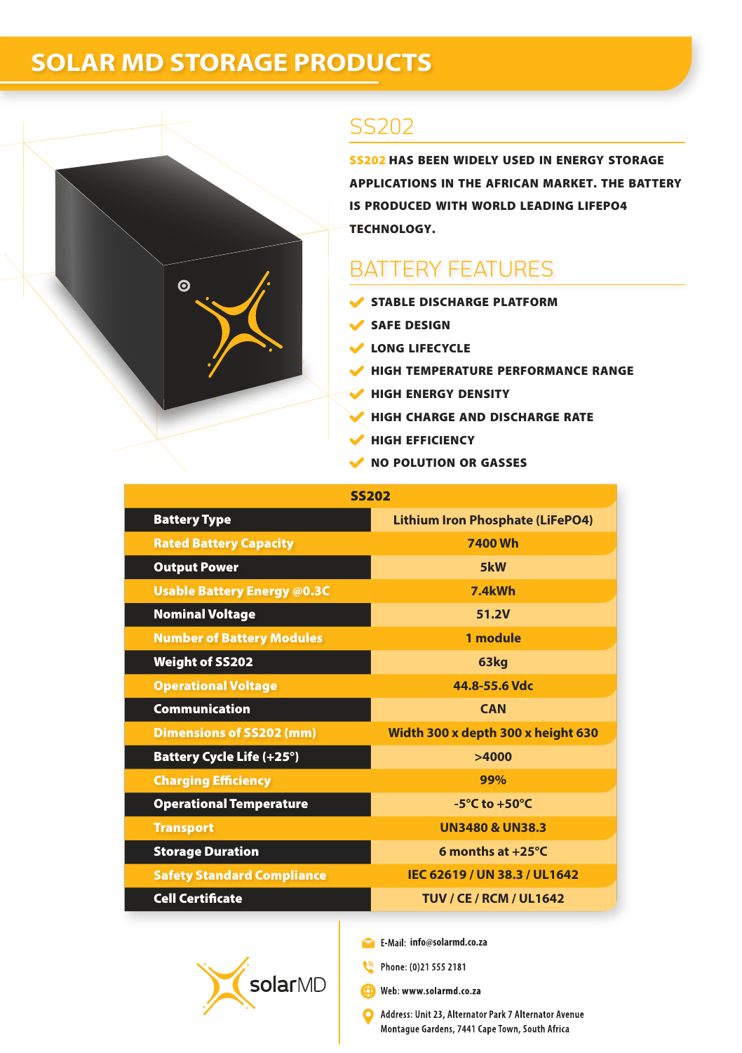# SOLAR MD STORAGE PRODUCTS

## SS202

**SS202 HAS BEEN WIDELY USED IN ENERGY STORAGE APPLICATIONS IN THE AFRICAN MARKET. THE BATTERY IS PRODUCED WITH WORLD LEADING LIFEPO4 TECHNOLOGY.**

## BATTERY FEATURES

- STABLE DISCHARGE PLATFORM
- SAFE DESIGN
- LONG LIFECYCLE
- HIGH TEMPERATURE PERFORMANCE RANGE
- HIGH ENERGY DENSITY
- HIGH CHARGE AND DISCHARGE RATE
- HIGH EFFICIENCY
- NO POLUTION OR GASSES

| SS202 | |
|---|---|
| Battery Type | Lithium Iron Phosphate (LiFePO4) |
| Rated Battery Capacity | 7400 Wh |
| Output Power | 5kW |
| Usable Battery Energy @0.3C | 7.4kWh |
| Nominal Voltage | 51.2V |
| Number of Battery Modules | 1 module |
| Weight of SS202 | 63kg |
| Operational Voltage | 44.8-55.6 Vdc |
| Communication | CAN |
| Dimensions of SS202 (mm) | Width 300 x depth 300 x height 630 |
| Battery Cycle Life (+25°) | >4000 |
| Charging Efficiency | 99% |
| Operational Temperature | -5°C to +50°C |
| Transport | UN3480 & UN38.3 |
| Storage Duration | 6 months at +25°C |
| Safety Standard Compliance | IEC 62619 / UN 38.3 / UL1642 |
| Cell Certificate | TUV / CE / RCM / UL1642 |

solarMD

E-Mail: info@solarmd.co.za

Phone: (0)21 555 2181

Web: www.solarmd.co.za

Address: Unit 23, Alternator Park 7 Alternator Avenue Montague Gardens, 7441 Cape Town, South Africa